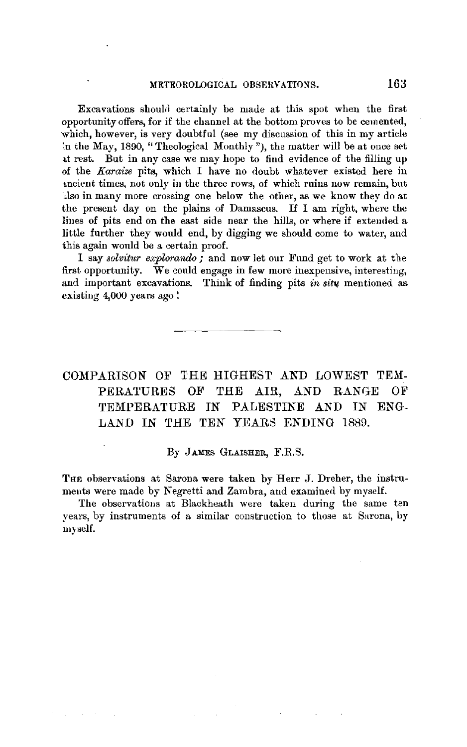Excavations should certainly be made at this spot when the first opportunity offers, for if the channel at the bottom proves to be cemented, which, however, is very doubtful (see my discussion of this in my article in the May, 1890, "Theological Monthly"), the matter will be at once set at rest. But in any case we may hope to find evidence of the filling up of the *Karaize* pits, which I have no doubt whatever existed here in ancient times, not only in the three rows, of which ruins now remain, but also in many more crossing one below the other, as we know they do at the present day on the plains of Damascus. If I am right, where the lines of pits end on the east side near the hills, or where if extended a little further they would end, by digging we should come to water, and this again would be a certain proof.

I say *solvitur explorando;* and now let our Fund get to work at the first opportunity. We could engage in few more inexpensive, interesting, and important excavations. Think of finding pits *in situ* mentioned as existing 4,000 years ago!

---

## COMPARISON OF THE HIGHEST AND LOWEST TEMPERATURES OF THE AIR, AND RANGE OF TEMPERATURE IN PALESTINE AND IN ENGLAND IN THE TEN YEARS ENDING 1889.

By JAMES GLAISHER, F.R.S.

THE observations at Sarona were taken by Herr J. Dreher, the instruments were made by Negretti and Zambra, and examined by myself.

The observations at Blackheath were taken during the same ten years, by instruments of a similar construction to those at Sarona, by myself.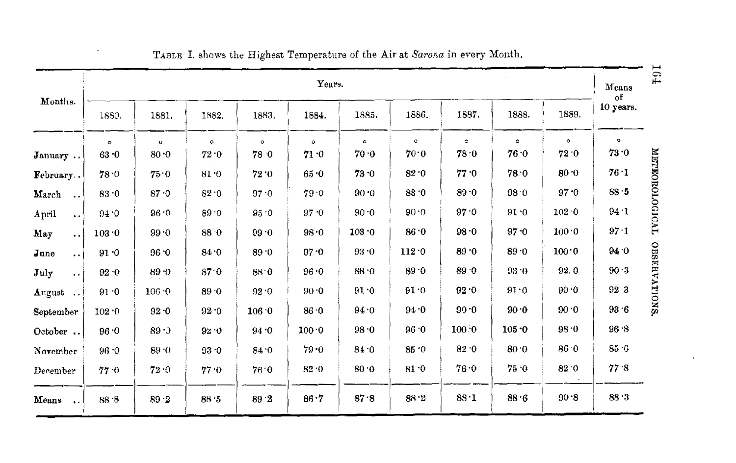TABLE I. shows the Highest Temperature of the Air at *Sarona* in every Month.

| Months. | Years. | | | | | | | | | | Means of 10 years. |
|---|---|---|---|---|---|---|---|---|---|---|---|
| | 1880. | 1881. | 1882. | 1883. | 1884. | 1885. | 1886. | 1887. | 1888. | 1889. | |
| | ° | ° | ° | ° | ° | ° | ° | ° | ° | ° | ° |
| January .. | 63·0 | 80·0 | 72·0 | 78·0 | 71·0 | 70·0 | 70·0 | 78·0 | 76·0 | 72·0 | 73·0 |
| February.. | 78·0 | 75·0 | 81·0 | 72·0 | 65·0 | 73·0 | 82·0 | 77·0 | 78·0 | 80·0 | 76·1 |
| March .. | 83·0 | 87·0 | 82·0 | 97·0 | 79·0 | 90·0 | 83·0 | 89·0 | 98·0 | 97·0 | 88·5 |
| April .. | 94·0 | 96·0 | 89·0 | 95·0 | 97·0 | 90·0 | 90·0 | 97·0 | 91·0 | 102·0 | 94·1 |
| May .. | 103·0 | 99·0 | 88·0 | 99·0 | 98·0 | 103·0 | 86·0 | 98·0 | 97·0 | 100·0 | 97·1 |
| June .. | 91·0 | 96·0 | 84·0 | 89·0 | 97·0 | 93·0 | 112·0 | 89·0 | 89·0 | 100·0 | 94·0 |
| July .. | 92·0 | 89·0 | 87·0 | 88·0 | 96·0 | 88·0 | 89·0 | 89·0 | 93·0 | 92.0 | 90·3 |
| August .. | 91·0 | 106·0 | 89·0 | 92·0 | 90·0 | 91·0 | 91·0 | 92·0 | 91·0 | 90·0 | 92·3 |
| September | 102·0 | 92·0 | 92·0 | 106·0 | 86·0 | 94·0 | 94·0 | 90·0 | 90·0 | 90·0 | 93·6 |
| October .. | 96·0 | 89·0 | 92·0 | 94·0 | 100·0 | 98·0 | 96·0 | 100·0 | 105·0 | 98·0 | 96·8 |
| November | 96·0 | 89·0 | 93·0 | 84·0 | 79·0 | 84·0 | 85·0 | 82·0 | 80·0 | 86·0 | 85·6 |
| December | 77·0 | 72·0 | 77·0 | 76·0 | 82·0 | 80·0 | 81·0 | 76·0 | 75·0 | 82·0 | 77·8 |
| Means .. | 88·8 | 89·2 | 88·5 | 89·2 | 86·7 | 87·8 | 88·2 | 88·1 | 88·6 | 90·8 | 88·3 |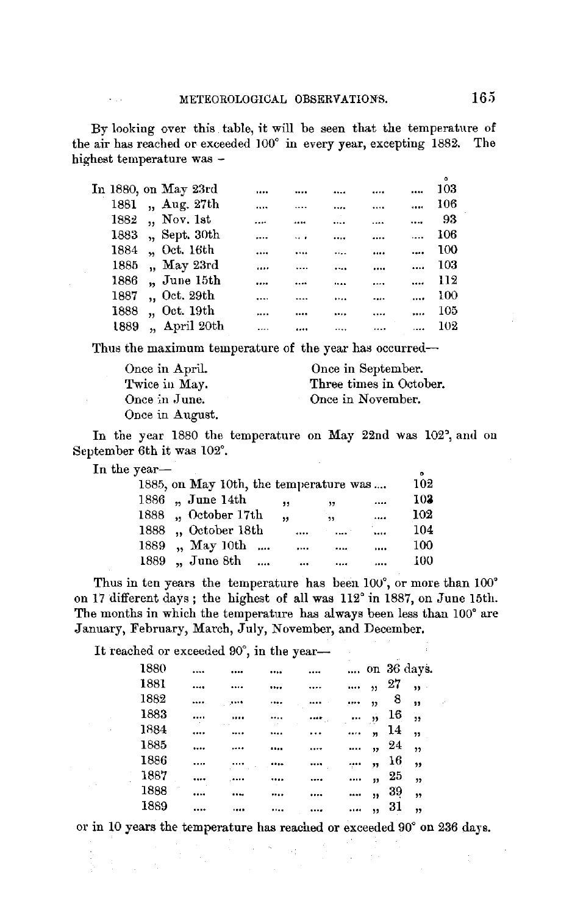By looking over this table, it will be seen that the temperature of the air has reached or exceeded 100° in every year, excepting 1882. The highest temperature was –

| Year | Date | ° |
|---|---|---|
| In 1880, on | May 23rd | 103 |
| 1881 ,, | Aug. 27th | 106 |
| 1882 ,, | Nov. 1st | 93 |
| 1883 ,, | Sept. 30th | 106 |
| 1884 ,, | Oct. 16th | 100 |
| 1885 ,, | May 23rd | 103 |
| 1886 ,, | June 15th | 112 |
| 1887 ,, | Oct. 29th | 100 |
| 1888 ,, | Oct. 19th | 105 |
| 1889 ,, | April 20th | 102 |

Thus the maximum temperature of the year has occurred—

Once in April.
Twice in May.
Once in June.
Once in August.
Once in September.
Three times in October.
Once in November.

In the year 1880 the temperature on May 22nd was 102°, and on September 6th it was 102°.

In the year—

| Year | Date | ° |
|---|---|---|
| 1885, on | May 10th, the temperature was | 102 |
| 1886 ,, | June 14th ,, ,, | 103 |
| 1888 ,, | October 17th ,, ,, | 102 |
| 1888 ,, | October 18th | 104 |
| 1889 ,, | May 10th | 100 |
| 1889 ,, | June 8th | 100 |

Thus in ten years the temperature has been 100°, or more than 100° on 17 different days; the highest of all was 112° in 1887, on June 15th. The months in which the temperature has always been less than 100° are January, February, March, July, November, and December.

It reached or exceeded 90°, in the year—

| Year | Days |
|---|---|
| 1880 | on 36 days. |
| 1881 | ,, 27 ,, |
| 1882 | ,, 8 ,, |
| 1883 | ,, 16 ,, |
| 1884 | ,, 14 ,, |
| 1885 | ,, 24 ,, |
| 1886 | ,, 16 ,, |
| 1887 | ,, 25 ,, |
| 1888 | ,, 39 ,, |
| 1889 | ,, 31 ,, |

or in 10 years the temperature has reached or exceeded 90° on 236 days.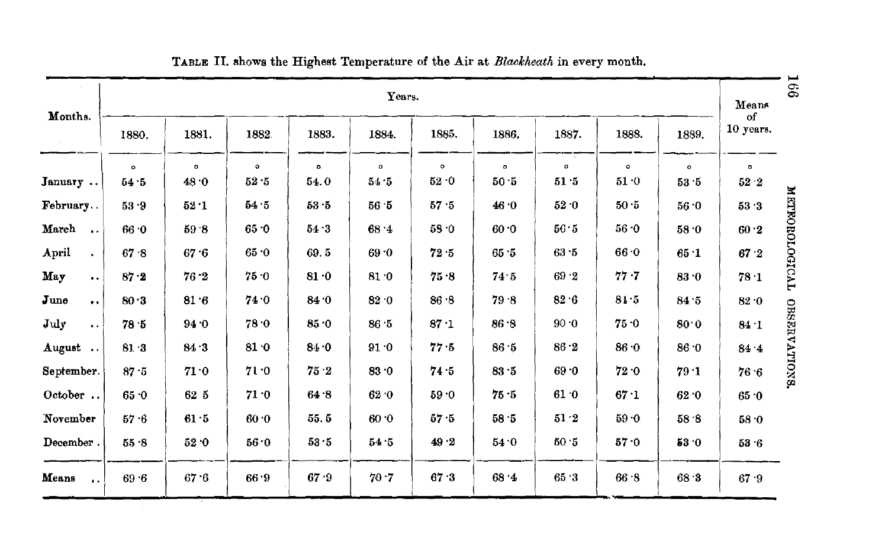TABLE II. shows the Highest Temperature of the Air at *Blackheath* in every month.

| Months. | Years. | | | | | | | | | | Means of 10 years. |
|---|---|---|---|---|---|---|---|---|---|---|---|
| | 1880. | 1881. | 1882. | 1883. | 1884. | 1885. | 1886. | 1887. | 1888. | 1889. | |
| | ° | ° | ° | ° | ° | ° | ° | ° | ° | ° | ° |
| January .. | 54·5 | 48·0 | 52·5 | 54.0 | 54·5 | 52·0 | 50·5 | 51·5 | 51·0 | 53·5 | 52·2 |
| February.. | 53·9 | 52·1 | 54·5 | 53·5 | 56·5 | 57·5 | 46·0 | 52·0 | 50·5 | 56·0 | 53·3 |
| March .. | 66·0 | 59·8 | 65·0 | 54·3 | 68·4 | 58·0 | 60·0 | 56·5 | 56·0 | 58·0 | 60·2 |
| April . | 67·8 | 67·6 | 65·0 | 69.5 | 69·0 | 72·5 | 65·5 | 63·5 | 66·0 | 65·1 | 67·2 |
| May .. | 87·2 | 76·2 | 75·0 | 81·0 | 81·0 | 75·8 | 74·5 | 69·2 | 77·7 | 83·0 | 78·1 |
| June .. | 80·3 | 81·6 | 74·0 | 84·0 | 82·0 | 86·8 | 79·8 | 82·6 | 84·5 | 84·5 | 82·0 |
| July .. | 78·5 | 94·0 | 78·0 | 85·0 | 86·5 | 87·1 | 86·8 | 90·0 | 75·0 | 80·0 | 84·1 |
| August .. | 81·3 | 84·3 | 81·0 | 84·0 | 91·0 | 77·5 | 86·5 | 86·2 | 86·0 | 86·0 | 84·4 |
| September. | 87·5 | 71·0 | 71·0 | 75·2 | 83·0 | 74·5 | 83·5 | 69·0 | 72·0 | 79·1 | 76·6 |
| October .. | 65·0 | 62 5 | 71·0 | 64·8 | 62·0 | 59·0 | 75·5 | 61·0 | 67·1 | 62·0 | 65·0 |
| November | 57·6 | 61·5 | 60·0 | 55.5 | 60·0 | 57·5 | 58·5 | 51·2 | 59·0 | 58·8 | 58·0 |
| December . | 55·8 | 52·0 | 56·0 | 53·5 | 54·5 | 49·2 | 54·0 | 50·5 | 57·0 | 53·0 | 53·6 |
| Means .. | 69·6 | 67·6 | 66·9 | 67·9 | 70·7 | 67·3 | 68·4 | 65·3 | 66·8 | 68·3 | 67·9 |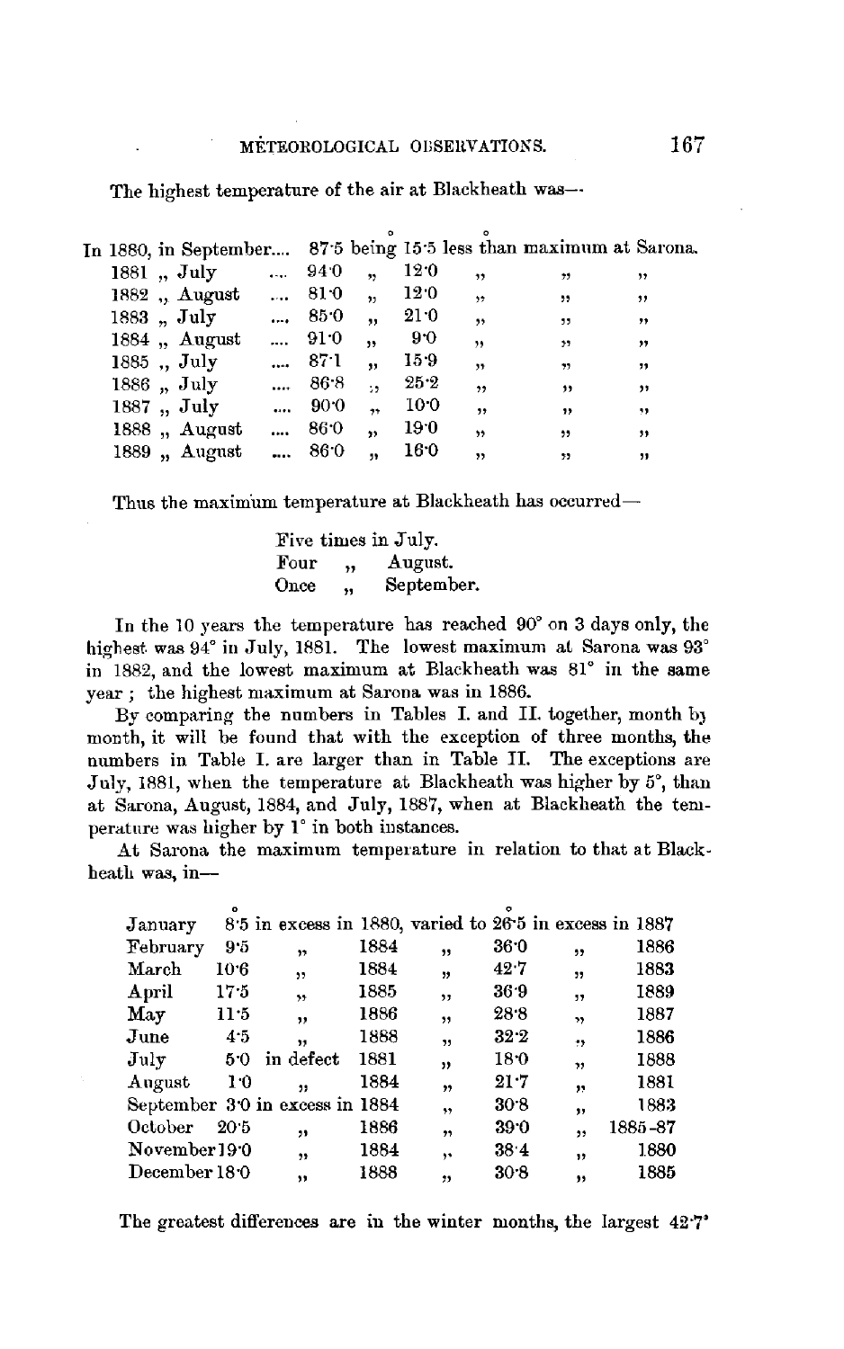The highest temperature of the air at Blackheath was—

| | | | | | |
|---|---|---|---|---|---|
| In 1880, in September.... | 87°·5 | being | 15°·5 | less than | maximum at Sarona. |
| 1881 „ July .... | 94·0 | „ | 12·0 | „ | „ |
| 1882 „ August .... | 81·0 | „ | 12·0 | „ | „ |
| 1883 „ July .... | 85·0 | „ | 21·0 | „ | „ |
| 1884 „ August .... | 91·0 | „ | 9·0 | „ | „ |
| 1885 „ July .... | 87·1 | „ | 15·9 | „ | „ |
| 1886 „ July .... | 86·8 | „ | 25·2 | „ | „ |
| 1887 „ July .... | 90·0 | „ | 10·0 | „ | „ |
| 1888 „ August .... | 86·0 | „ | 19·0 | „ | „ |
| 1889 „ August .... | 86·0 | „ | 16·0 | „ | „ |

Thus the maximum temperature at Blackheath has occurred—

Five times in July.
Four „ August.
Once „ September.

In the 10 years the temperature has reached 90° on 3 days only, the highest was 94° in July, 1881. The lowest maximum at Sarona was 93° in 1882, and the lowest maximum at Blackheath was 81° in the same year; the highest maximum at Sarona was in 1886.

By comparing the numbers in Tables I. and II. together, month by month, it will be found that with the exception of three months, the numbers in Table I. are larger than in Table II. The exceptions are July, 1881, when the temperature at Blackheath was higher by 5°, than at Sarona, August, 1884, and July, 1887, when at Blackheath the temperature was higher by 1° in both instances.

At Sarona the maximum temperature in relation to that at Blackheath was, in—

| | | | | | | | |
|---|---|---|---|---|---|---|---|
| January | 8°·5 | in excess in | 1880, | varied to | 26°·5 | in excess in | 1887 |
| February | 9·5 | „ | 1884 | „ | 36·0 | „ | 1886 |
| March | 10·6 | „ | 1884 | „ | 42·7 | „ | 1883 |
| April | 17·5 | „ | 1885 | „ | 36·9 | „ | 1889 |
| May | 11·5 | „ | 1886 | „ | 28·8 | „ | 1887 |
| June | 4·5 | „ | 1888 | „ | 32·2 | „ | 1886 |
| July | 5·0 | in defect | 1881 | „ | 18·0 | „ | 1888 |
| August | 1·0 | „ | 1884 | „ | 21·7 | „ | 1881 |
| September | 3·0 | in excess in | 1884 | „ | 30·8 | „ | 1883 |
| October | 20·5 | „ | 1886 | „ | 39·0 | „ | 1885-87 |
| November | 19·0 | „ | 1884 | „ | 38·4 | „ | 1880 |
| December | 18·0 | „ | 1888 | „ | 30·8 | „ | 1885 |

The greatest differences are in the winter months, the largest 42°·7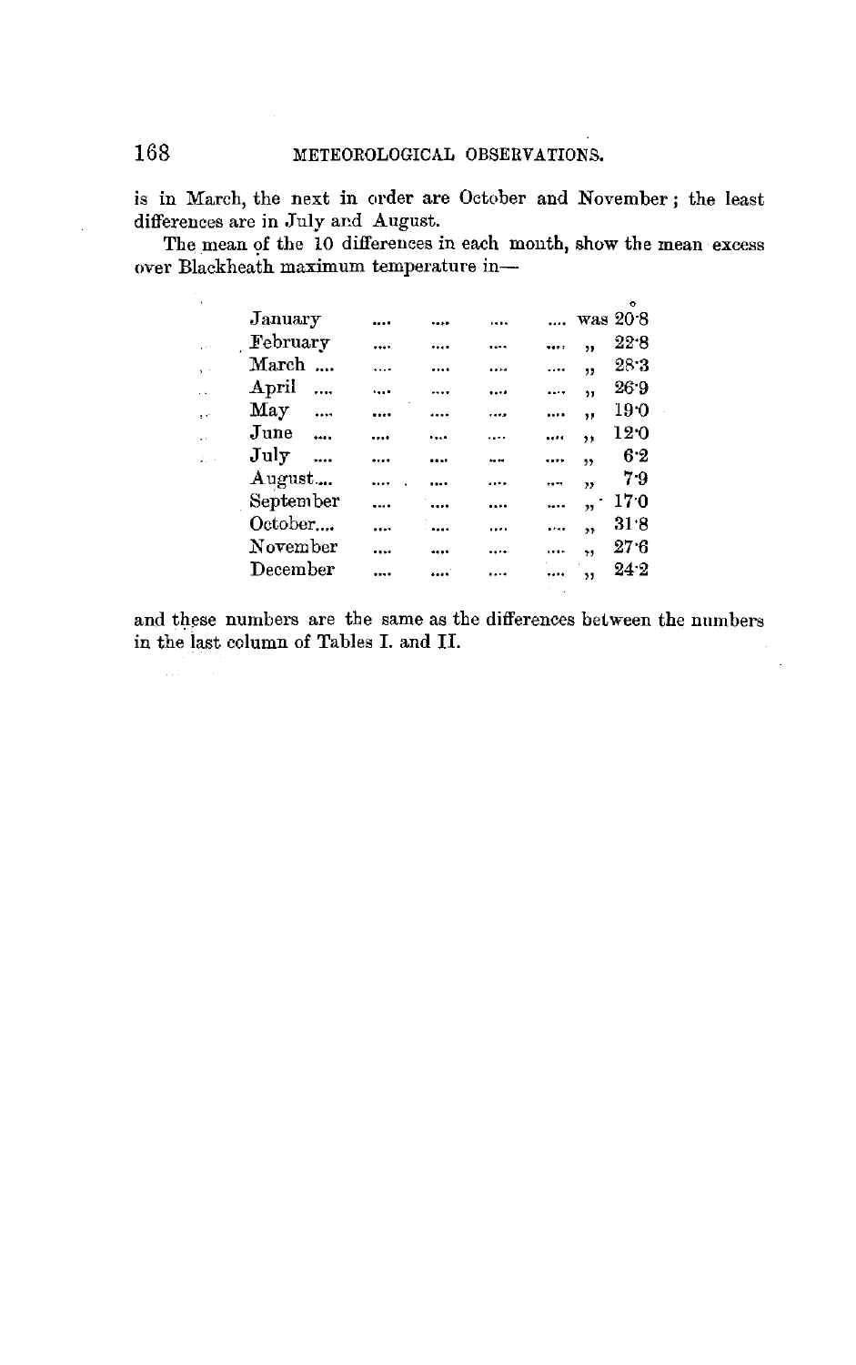is in March, the next in order are October and November; the least differences are in July and August.

The mean of the 10 differences in each month, show the mean excess over Blackheath maximum temperature in—

| | | |
|---|---|---|
| January | .... .... .... .... was | 20°·8 |
| February | .... .... .... .... „ | 22·8 |
| March .... | .... .... .... .... „ | 28·3 |
| April .... | .... .... .... .... „ | 26·9 |
| May .... | .... .... .... .... „ | 19·0 |
| June .... | .... .... .... .... „ | 12·0 |
| July .... | .... .... .... .... „ | 6·2 |
| August.... | .... .... .... .... „ | 7·9 |
| September | .... .... .... .... „ | 17·0 |
| October.... | .... .... .... .... „ | 31·8 |
| November | .... .... .... .... „ | 27·6 |
| December | .... .... .... .... „ | 24·2 |

and these numbers are the same as the differences between the numbers in the last column of Tables I. and II.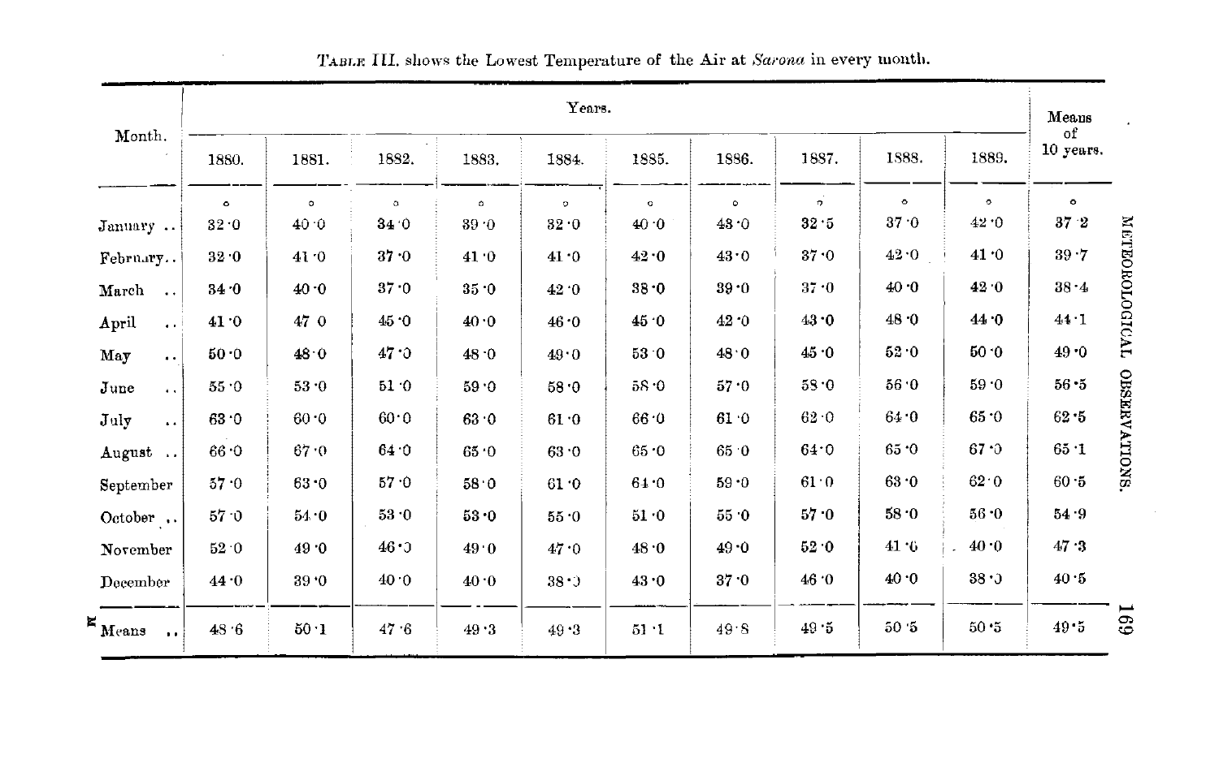TABLE III. shows the Lowest Temperature of the Air at *Sarona* in every month.

| Month. | Years. | | | | | | | | | | Means of 10 years. |
|---|---|---|---|---|---|---|---|---|---|---|---|
| | 1880. | 1881. | 1882. | 1883. | 1884. | 1885. | 1886. | 1887. | 1888. | 1889. | |
| | ° | ° | ° | ° | ° | ° | ° | ° | ° | ° | ° |
| January .. | 32·0 | 40·0 | 34·0 | 39·0 | 32·0 | 40·0 | 48·0 | 32·5 | 37·0 | 42·0 | 37·2 |
| February.. | 32·0 | 41·0 | 37·0 | 41·0 | 41·0 | 42·0 | 43·0 | 37·0 | 42·0 | 41·0 | 39·7 |
| March .. | 34·0 | 40·0 | 37·0 | 35·0 | 42·0 | 38·0 | 39·0 | 37·0 | 40·0 | 42·0 | 38·4 |
| April .. | 41·0 | 47 0 | 45·0 | 40·0 | 46·0 | 45·0 | 42·0 | 43·0 | 48·0 | 44·0 | 44·1 |
| May .. | 50·0 | 48·0 | 47·0 | 48·0 | 49·0 | 53 0 | 48·0 | 45·0 | 52·0 | 50·0 | 49·0 |
| June .. | 55·0 | 53·0 | 51·0 | 59·0 | 58·0 | 58·0 | 57·0 | 58·0 | 56·0 | 59·0 | 56·5 |
| July .. | 63·0 | 60·0 | 60·0 | 63·0 | 61·0 | 66·0 | 61·0 | 62·0 | 64·0 | 65·0 | 62·5 |
| August .. | 66·0 | 67·0 | 64·0 | 65·0 | 63·0 | 65·0 | 65 0 | 64·0 | 65·0 | 67·0 | 65·1 |
| September | 57·0 | 63·0 | 57·0 | 58·0 | 61·0 | 64·0 | 59·0 | 61·0 | 63·0 | 62·0 | 60·5 |
| October .. | 57·0 | 54·0 | 53·0 | 53·0 | 55·0 | 51·0 | 55·0 | 57·0 | 58·0 | 56·0 | 54·9 |
| November | 52·0 | 49·0 | 46·0 | 49·0 | 47·0 | 48·0 | 49·0 | 52·0 | 41·0 | 40·0 | 47·3 |
| December | 44·0 | 39·0 | 40·0 | 40·0 | 38·0 | 43·0 | 37·0 | 46·0 | 40·0 | 38·0 | 40·5 |
| Means .. | 48·6 | 50·1 | 47·6 | 49·3 | 49·3 | 51·1 | 49·8 | 49·5 | 50·5 | 50·5 | 49·5 |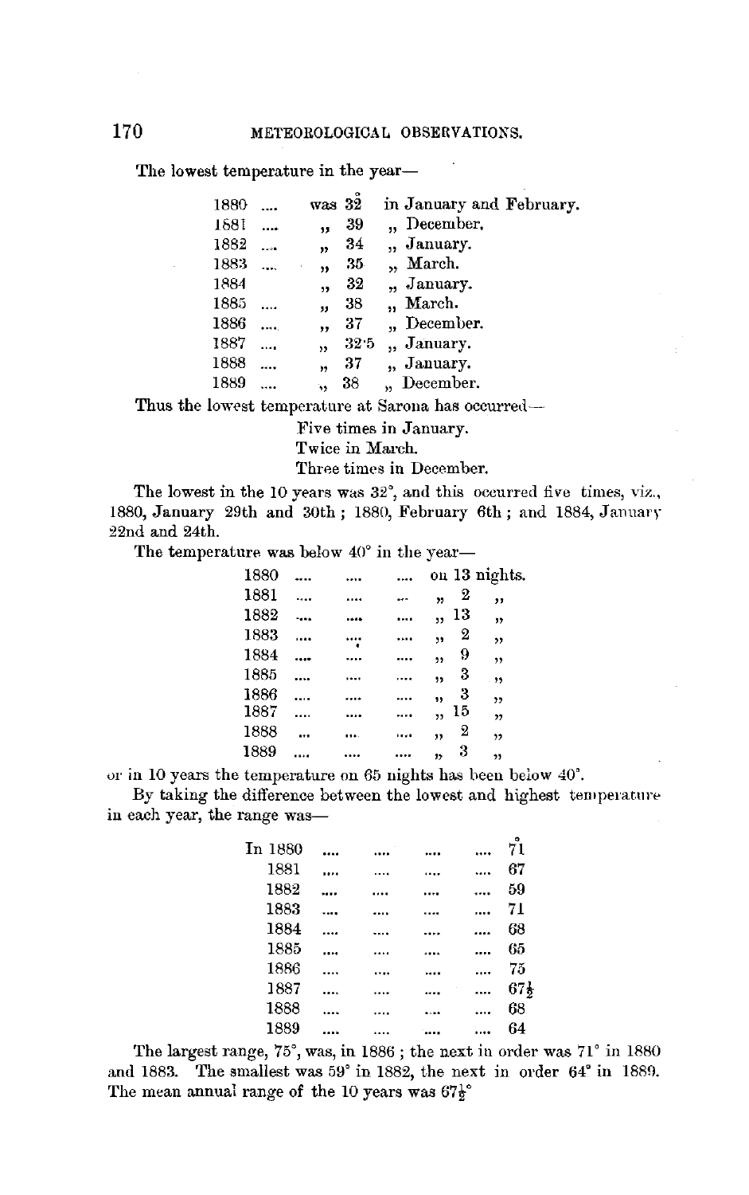The lowest temperature in the year—

| | | |
|---|---|---|
| 1880 .... | was 32° | in January and February. |
| 1881 .... | „ 39 | „ December. |
| 1882 .... | „ 34 | „ January. |
| 1883 .... | „ 35 | „ March. |
| 1884 | „ 32 | „ January. |
| 1885 .... | „ 38 | „ March. |
| 1886 .... | „ 37 | „ December. |
| 1887 .... | „ 32·5 | „ January. |
| 1888 .... | „ 37 | „ January. |
| 1889 .... | „ 38 | „ December. |

Thus the lowest temperature at Sarona has occurred—

Five times in January.
Twice in March.
Three times in December.

The lowest in the 10 years was 32°, and this occurred five times, viz., 1880, January 29th and 30th; 1880, February 6th; and 1884, January 22nd and 24th.

The temperature was below 40° in the year—

| | |
|---|---|
| 1880 .... .... .... | on 13 nights. |
| 1881 .... .... .... | „ 2 „ |
| 1882 .... .... .... | „ 13 „ |
| 1883 .... .... .... | „ 2 „ |
| 1884 .... .... .... | „ 9 „ |
| 1885 .... .... .... | „ 3 „ |
| 1886 .... .... .... | „ 3 „ |
| 1887 .... .... .... | „ 15 „ |
| 1888 .... .... .... | „ 2 „ |
| 1889 .... .... .... | „ 3 „ |

or in 10 years the temperature on 65 nights has been below 40°.

By taking the difference between the lowest and highest temperature in each year, the range was—

| | |
|---|---|
| In 1880 .... .... .... .... | 71° |
| 1881 .... .... .... .... | 67 |
| 1882 .... .... .... .... | 59 |
| 1883 .... .... .... .... | 71 |
| 1884 .... .... .... .... | 68 |
| 1885 .... .... .... .... | 65 |
| 1886 .... .... .... .... | 75 |
| 1887 .... .... .... .... | 67½ |
| 1888 .... .... .... .... | 68 |
| 1889 .... .... .... .... | 64 |

The largest range, 75°, was, in 1886; the next in order was 71° in 1880 and 1883. The smallest was 59° in 1882, the next in order 64° in 1889. The mean annual range of the 10 years was 67½°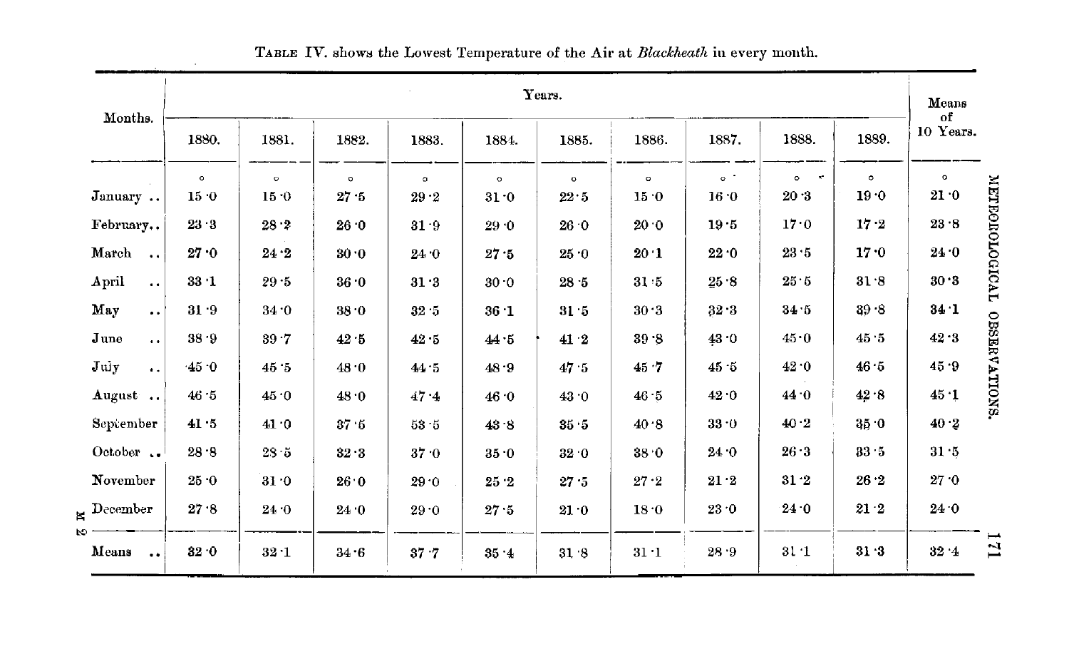TABLE IV. shows the Lowest Temperature of the Air at *Blackheath* in every month.

| Months. | Years. | | | | | | | | | | Means of 10 Years. |
|---|---|---|---|---|---|---|---|---|---|---|---|
| | 1880. | 1881. | 1882. | 1883. | 1884. | 1885. | 1886. | 1887. | 1888. | 1889. | |
| | ° | ° | ° | ° | ° | ° | ° | ° | ° | ° | ° |
| January .. | 15·0 | 15·0 | 27·5 | 29·2 | 31·0 | 22·5 | 15·0 | 16·0 | 20·3 | 19·0 | 21·0 |
| February.. | 23·3 | 28·2 | 26·0 | 31·9 | 29·0 | 26·0 | 20·0 | 19·5 | 17·0 | 17·2 | 23·8 |
| March .. | 27·0 | 24·2 | 30·0 | 24·0 | 27·5 | 25·0 | 20·1 | 22·0 | 23·5 | 17·0 | 24·0 |
| April .. | 33·1 | 29·5 | 36·0 | 31·3 | 30·0 | 28·5 | 31·5 | 25·8 | 25·5 | 31·8 | 30·3 |
| May .. | 31·9 | 34·0 | 38·0 | 32·5 | 36·1 | 31·5 | 30·3 | 32·3 | 34·5 | 39·8 | 34·1 |
| June .. | 38·9 | 39·7 | 42·5 | 42·5 | 44·5 | 41·2 | 39·8 | 43·0 | 45·0 | 45·5 | 42·3 |
| July .. | 45·0 | 45·5 | 48·0 | 44·5 | 48·9 | 47·5 | 45·7 | 45·5 | 42·0 | 46·5 | 45·9 |
| August .. | 46·5 | 45·0 | 48·0 | 47·4 | 46·0 | 43·0 | 46·5 | 42·0 | 44·0 | 42·8 | 45·1 |
| September | 41·5 | 41·0 | 37·5 | 53·5 | 43·8 | 35·5 | 40·8 | 33·0 | 40·2 | 35·0 | 40·2 |
| October .. | 28·8 | 28·5 | 32·3 | 37·0 | 35·0 | 32·0 | 38·0 | 24·0 | 26·3 | 33·5 | 31·5 |
| November | 25·0 | 31·0 | 26·0 | 29·0 | 25·2 | 27·5 | 27·2 | 21·2 | 31·2 | 26·2 | 27·0 |
| December | 27·8 | 24·0 | 24·0 | 29·0 | 27·5 | 21·0 | 18·0 | 23·0 | 24·0 | 21·2 | 24·0 |
| Means .. | 32·0 | 32·1 | 34·6 | 37·7 | 35·4 | 31·8 | 31·1 | 28·9 | 31·1 | 31·3 | 32·4 |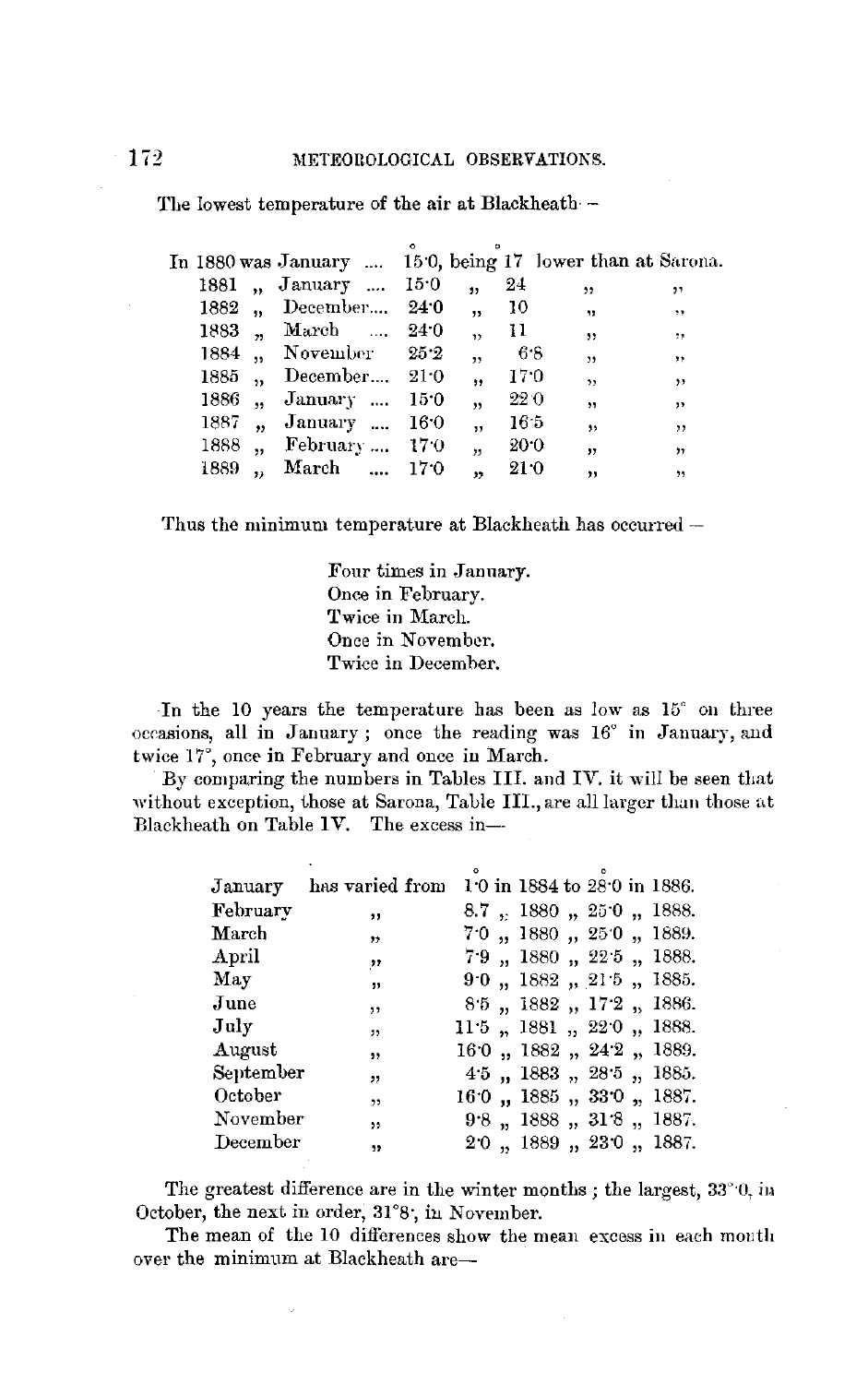The lowest temperature of the air at Blackheath –

| | | | | | |
|---|---|---|---|---|---|
| In 1880 was | January .... | 15°·0, | being 17° | lower than at | Sarona. |
| 1881 „ | January .... | 15·0 | „ 24 | „ | „ |
| 1882 „ | December.... | 24·0 | „ 10 | „ | „ |
| 1883 „ | March .... | 24·0 | „ 11 | „ | „ |
| 1884 „ | November | 25·2 | „ 6·8 | „ | „ |
| 1885 „ | December.... | 21·0 | „ 17·0 | „ | „ |
| 1886 „ | January .... | 15·0 | „ 22·0 | „ | „ |
| 1887 „ | January .... | 16·0 | „ 16·5 | „ | „ |
| 1888 „ | February .... | 17·0 | „ 20·0 | „ | „ |
| 1889 „ | March .... | 17·0 | „ 21·0 | „ | „ |

Thus the minimum temperature at Blackheath has occurred –

Four times in January.
Once in February.
Twice in March.
Once in November.
Twice in December.

In the 10 years the temperature has been as low as 15° on three occasions, all in January; once the reading was 16° in January, and twice 17°, once in February and once in March.

By comparing the numbers in Tables III. and IV. it will be seen that without exception, those at Sarona, Table III., are all larger than those at Blackheath on Table IV. The excess in—

| | | |
|---|---|---|
| January | has varied from | 1°·0 in 1884 to 28°·0 in 1886. |
| February | „ | 8.7 „ 1880 „ 25·0 „ 1888. |
| March | „ | 7·0 „ 1880 „ 25·0 „ 1889. |
| April | „ | 7·9 „ 1880 „ 22·5 „ 1888. |
| May | „ | 9·0 „ 1882 „ 21·5 „ 1885. |
| June | „ | 8·5 „ 1882 „ 17·2 „ 1886. |
| July | „ | 11·5 „ 1881 „ 22·0 „ 1888. |
| August | „ | 16·0 „ 1882 „ 24·2 „ 1889. |
| September | „ | 4·5 „ 1883 „ 28·5 „ 1885. |
| October | „ | 16·0 „ 1885 „ 33·0 „ 1887. |
| November | „ | 9·8 „ 1888 „ 31·8 „ 1887. |
| December | „ | 2·0 „ 1889 „ 23·0 „ 1887. |

The greatest difference are in the winter months; the largest, 33°·0, in October, the next in order, 31°8·, in November.

The mean of the 10 differences show the mean excess in each month over the minimum at Blackheath are—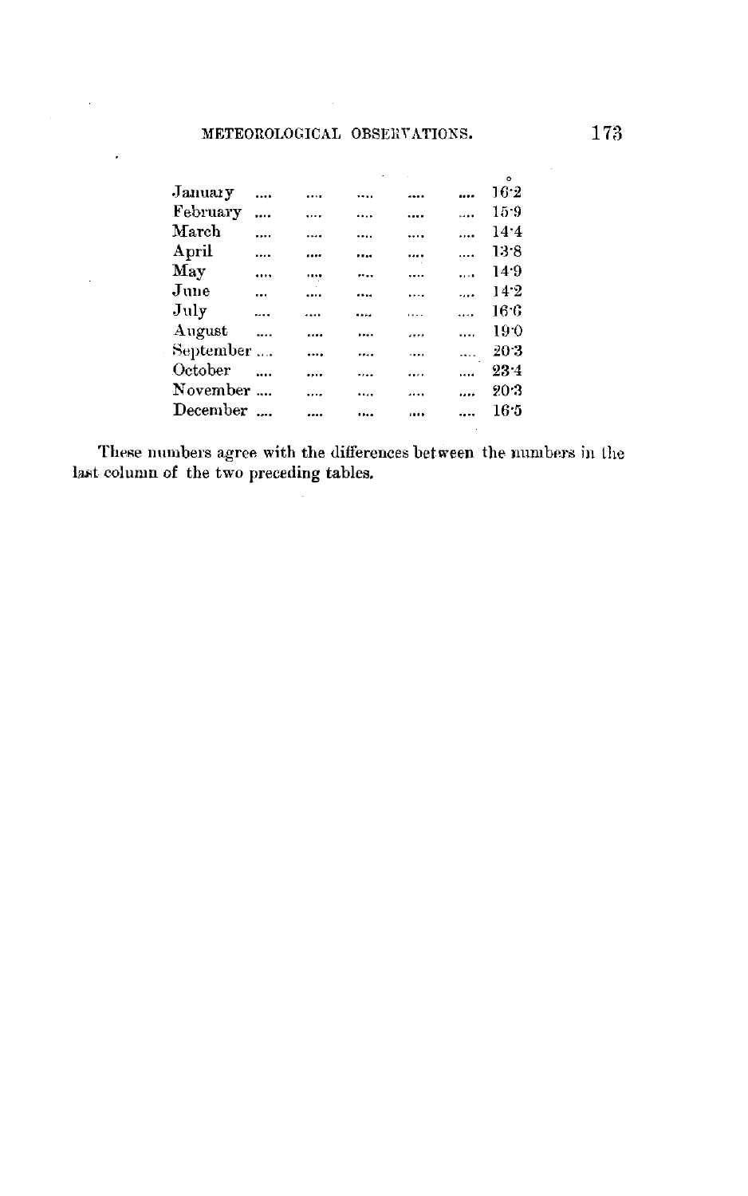| | |
|---|---|
| | ° |
| January | 16·2 |
| February | 15·9 |
| March | 14·4 |
| April | 13·8 |
| May | 14·9 |
| June | 14·2 |
| July | 16·6 |
| August | 19·0 |
| September | 20·3 |
| October | 23·4 |
| November | 20·3 |
| December | 16·5 |

These numbers agree with the differences between the numbers in the last column of the two preceding tables.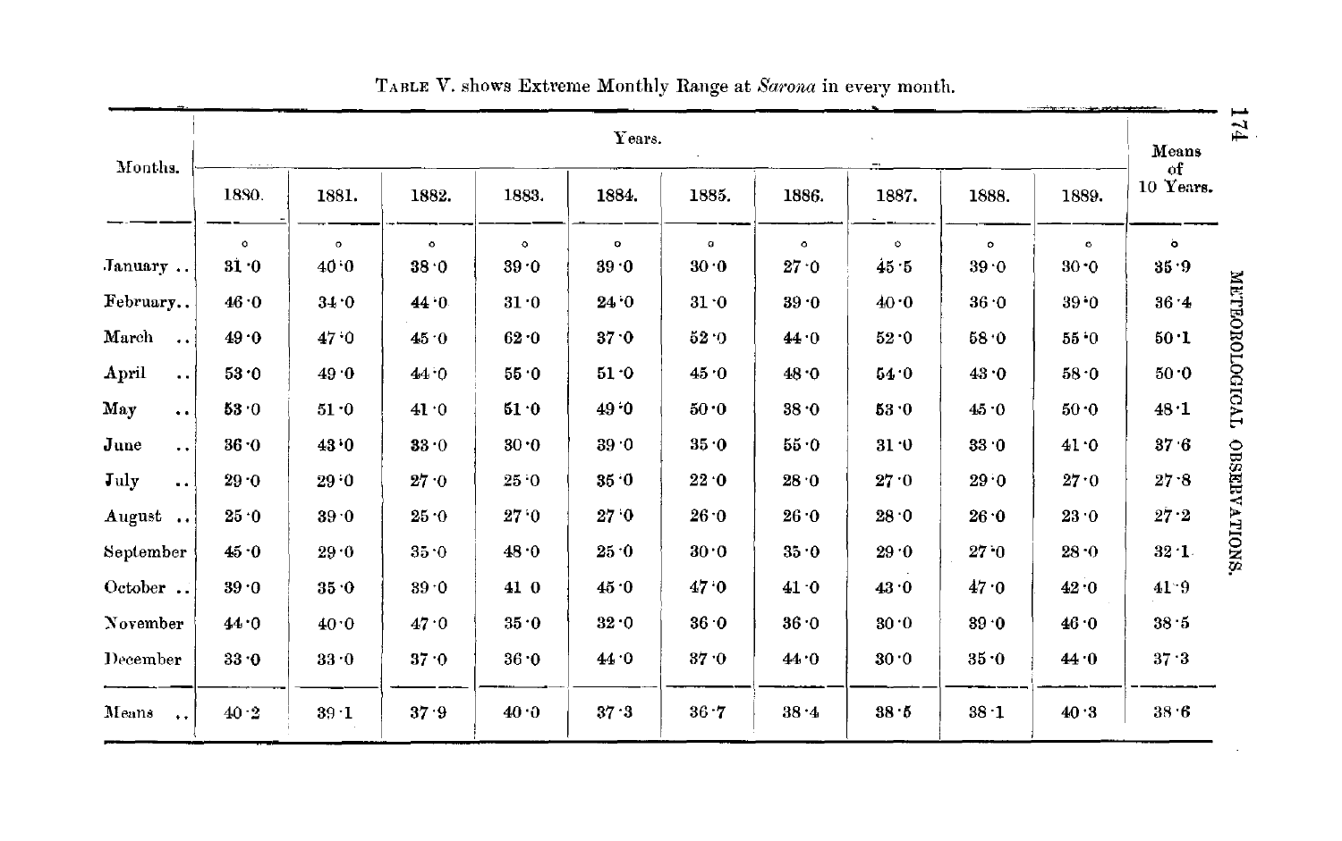TABLE V. shows Extreme Monthly Range at *Sarona* in every month.

| Months. | Years. | | | | | | | | | | Means of 10 Years. |
|---|---|---|---|---|---|---|---|---|---|---|---|
| | 1880. | 1881. | 1882. | 1883. | 1884. | 1885. | 1886. | 1887. | 1888. | 1889. | |
| | ° | ° | ° | ° | ° | ° | ° | ° | ° | ° | ° |
| January .. | 31·0 | 40·0 | 38·0 | 39·0 | 39·0 | 30·0 | 27·0 | 45·5 | 39·0 | 30·0 | 35·9 |
| February.. | 46·0 | 34·0 | 44·0 | 31·0 | 24·0 | 31·0 | 39·0 | 40·0 | 36·0 | 39·0 | 36·4 |
| March .. | 49·0 | 47·0 | 45·0 | 62·0 | 37·0 | 52·0 | 44·0 | 52·0 | 58·0 | 55·0 | 50·1 |
| April .. | 53·0 | 49·0 | 44·0 | 55·0 | 51·0 | 45·0 | 48·0 | 54·0 | 43·0 | 58·0 | 50·0 |
| May .. | 53·0 | 51·0 | 41·0 | 51·0 | 49·0 | 50·0 | 38·0 | 53·0 | 45·0 | 50·0 | 48·1 |
| June .. | 36·0 | 43·0 | 33·0 | 30·0 | 39·0 | 35·0 | 55·0 | 31·0 | 33·0 | 41·0 | 37·6 |
| July .. | 29·0 | 29·0 | 27·0 | 25·0 | 35·0 | 22·0 | 28·0 | 27·0 | 29·0 | 27·0 | 27·8 |
| August .. | 25·0 | 39·0 | 25·0 | 27·0 | 27·0 | 26·0 | 26·0 | 28·0 | 26·0 | 23·0 | 27·2 |
| September | 45·0 | 29·0 | 35·0 | 48·0 | 25·0 | 30·0 | 35·0 | 29·0 | 27·0 | 28·0 | 32·1 |
| October .. | 39·0 | 35·0 | 39·0 | 41 0 | 45·0 | 47·0 | 41·0 | 43·0 | 47·0 | 42·0 | 41·9 |
| November | 44·0 | 40·0 | 47·0 | 35·0 | 32·0 | 36·0 | 36·0 | 30·0 | 39·0 | 46·0 | 38·5 |
| December | 33·0 | 33·0 | 37·0 | 36·0 | 44·0 | 37·0 | 44·0 | 30·0 | 35·0 | 44·0 | 37·3 |
| Means .. | 40·2 | 39·1 | 37·9 | 40·0 | 37·3 | 36·7 | 38·4 | 38·5 | 38·1 | 40·3 | 38·6 |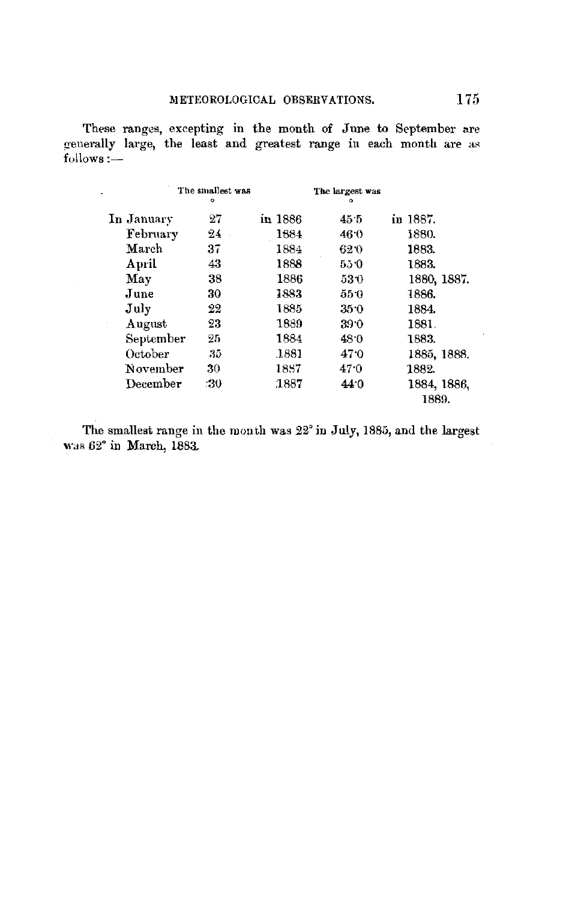These ranges, excepting in the month of June to September are generally large, the least and greatest range in each month are as follows:—

| | The smallest was ° | | The largest was ° | |
|---|---|---|---|---|
| In January | 27 | in 1886 | 45·5 | in 1887. |
| February | 24 | 1884 | 46·0 | 1880. |
| March | 37 | 1884 | 62·0 | 1883. |
| April | 43 | 1888 | 55·0 | 1883. |
| May | 38 | 1886 | 53·0 | 1880, 1887. |
| June | 30 | 1883 | 55·0 | 1886. |
| July | 22 | 1885 | 35·0 | 1884. |
| August | 23 | 1889 | 39·0 | 1881. |
| September | 25 | 1884 | 48·0 | 1883. |
| October | 35 | 1881 | 47·0 | 1885, 1888. |
| November | 30 | 1887 | 47·0 | 1882. |
| December | 30 | 1887 | 44·0 | 1884, 1886, 1889. |

The smallest range in the month was 22° in July, 1885, and the largest was 62° in March, 1883.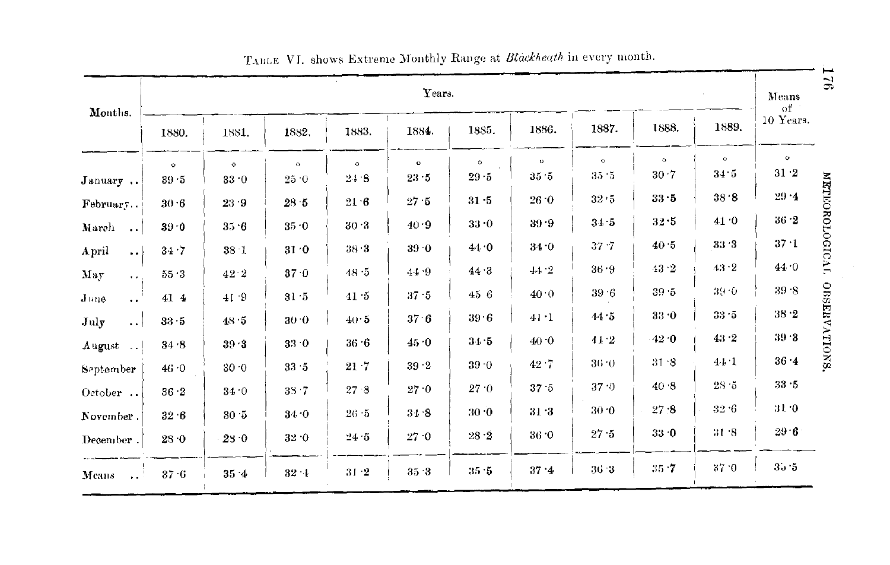TABLE VI. shows Extreme Monthly Range at *Blackheath* in every month.

| Months. | Years. | | | | | | | | | | Means of 10 Years. |
|---|---|---|---|---|---|---|---|---|---|---|---|
| | 1880. | 1881. | 1882. | 1883. | 1884. | 1885. | 1886. | 1887. | 1888. | 1889. | |
| | ° | ° | ° | ° | ° | ° | ° | ° | ° | ° | ° |
| January .. | 39·5 | 33·0 | 25·0 | 24·8 | 23·5 | 29·5 | 35·5 | 35·5 | 30·7 | 34·5 | 31·2 |
| February.. | 30·6 | 23·9 | 28·5 | 21·6 | 27·5 | 31·5 | 26·0 | 32·5 | 33·5 | 38·8 | 29·4 |
| March .. | 39·0 | 35·6 | 35·0 | 30·3 | 40·9 | 33·0 | 39·9 | 34·5 | 32·5 | 41·0 | 36·2 |
| April .. | 34·7 | 38·1 | 31·0 | 38·3 | 39·0 | 44·0 | 34·0 | 37·7 | 40·5 | 33·3 | 37·1 |
| May .. | 55·3 | 42·2 | 37·0 | 48·5 | 44·9 | 44·3 | 44·2 | 36·9 | 43·2 | 43·2 | 44·0 |
| June .. | 41 4 | 41·9 | 31·5 | 41·5 | 37·5 | 45 6 | 40·0 | 39·6 | 39·5 | 39·0 | 39·8 |
| July .. | 33·5 | 48·5 | 30·0 | 40·5 | 37·6 | 39·6 | 41·1 | 44·5 | 33·0 | 33·5 | 38·2 |
| August .. | 34·8 | 39·3 | 33·0 | 36·6 | 45·0 | 34·5 | 40·0 | 44·2 | 42·0 | 43·2 | 39·3 |
| September | 46·0 | 30·0 | 33·5 | 21·7 | 39·2 | 39·0 | 42·7 | 36·0 | 31·8 | 44·1 | 36·4 |
| October .. | 36·2 | 34·0 | 38·7 | 27·8 | 27·0 | 27·0 | 37·5 | 37·0 | 40·8 | 28·5 | 33·5 |
| November . | 32·6 | 30·5 | 34·0 | 26·5 | 34·8 | 30·0 | 31·3 | 30·0 | 27·8 | 32·6 | 31·0 |
| December . | 28·0 | 28·0 | 32·0 | 24·5 | 27·0 | 28·2 | 36·0 | 27·5 | 33·0 | 31·8 | 29·6 |
| Means .. | 37·6 | 35·4 | 32·4 | 31·2 | 35·3 | 35·5 | 37·4 | 36·3 | 35·7 | 37·0 | 35·5 |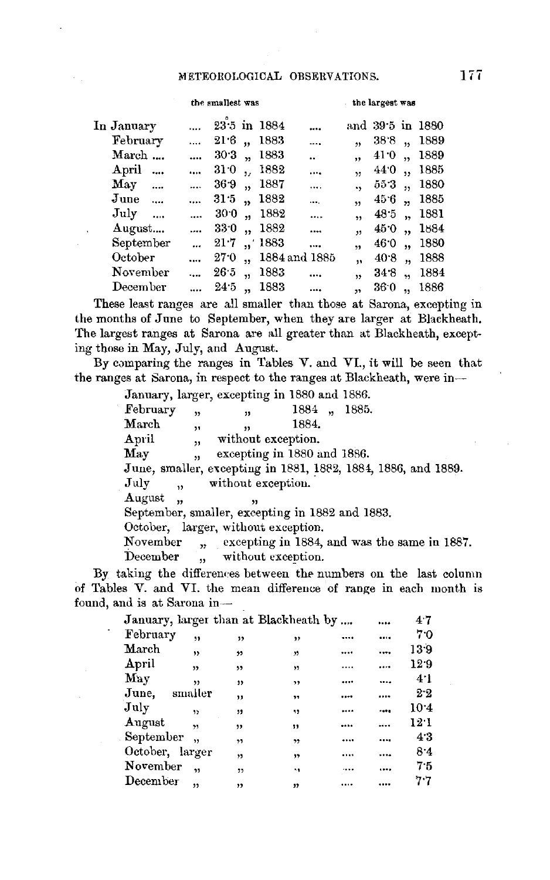| | the smallest was | | the largest was |
|---|---|---|---|
| In January | 23°·5 in 1884 | | and 39·5 in 1880 |
| February | 21·6 ,, 1883 | | ,, 38·8 ,, 1889 |
| March | 30·3 ,, 1883 | | ,, 41·0 ,, 1889 |
| April | 31·0 ,, 1882 | | ,, 44·0 ,, 1885 |
| May | 36·9 ,, 1887 | | ,, 55·3 ,, 1880 |
| June | 31·5 ,, 1882 | | ,, 45·6 ,, 1885 |
| July | 30·0 ,, 1882 | | ,, 48·5 ,, 1881 |
| August | 33·0 ,, 1882 | | ,, 45·0 ,, 1884 |
| September | 21·7 ,, 1883 | | ,, 46·0 ,, 1880 |
| October | 27·0 ,, 1884 and 1885 | | ,, 40·8 ,, 1888 |
| November | 26·5 ,, 1883 | | ,, 34·8 ,, 1884 |
| December | 24·5 ,, 1883 | | ,, 36·0 ,, 1886 |

These least ranges are all smaller than those at Sarona, excepting in the months of June to September, when they are larger at Blackheath. The largest ranges at Sarona are all greater than at Blackheath, excepting those in May, July, and August.

By comparing the ranges in Tables V. and VI., it will be seen that the ranges at Sarona, in respect to the ranges at Blackheath, were in—

January, larger, excepting in 1880 and 1886.
February ,, ,, 1884 ,, 1885.
March ,, ,, 1884.
April ,, without exception.
May ,, excepting in 1880 and 1886.
June, smaller, excepting in 1881, 1882, 1884, 1886, and 1889.
July ,, without exception.
August ,, ,,
September, smaller, excepting in 1882 and 1883.
October, larger, without exception.
November ,, excepting in 1884, and was the same in 1887.
December ,, without exception.

By taking the differences between the numbers on the last column of Tables V. and VI. the mean difference of range in each month is found, and is at Sarona in—

| | | | | |
|---|---|---|---|---|
| January, larger than at Blackheath by | | | | 4·7 |
| February | ,, | ,, | ,, | 7·0 |
| March | ,, | ,, | ,, | 13·9 |
| April | ,, | ,, | ,, | 12·9 |
| May | ,, | ,, | ,, | 4·1 |
| June, | smaller | ,, | ,, | 2·2 |
| July | ,, | ,, | ,, | 10·4 |
| August | ,, | ,, | ,, | 12·1 |
| September | ,, | ,, | ,, | 4·3 |
| October, | larger | ,, | ,, | 8·4 |
| November | ,, | ,, | ,, | 7·5 |
| December | ,, | ,, | ,, | 7·7 |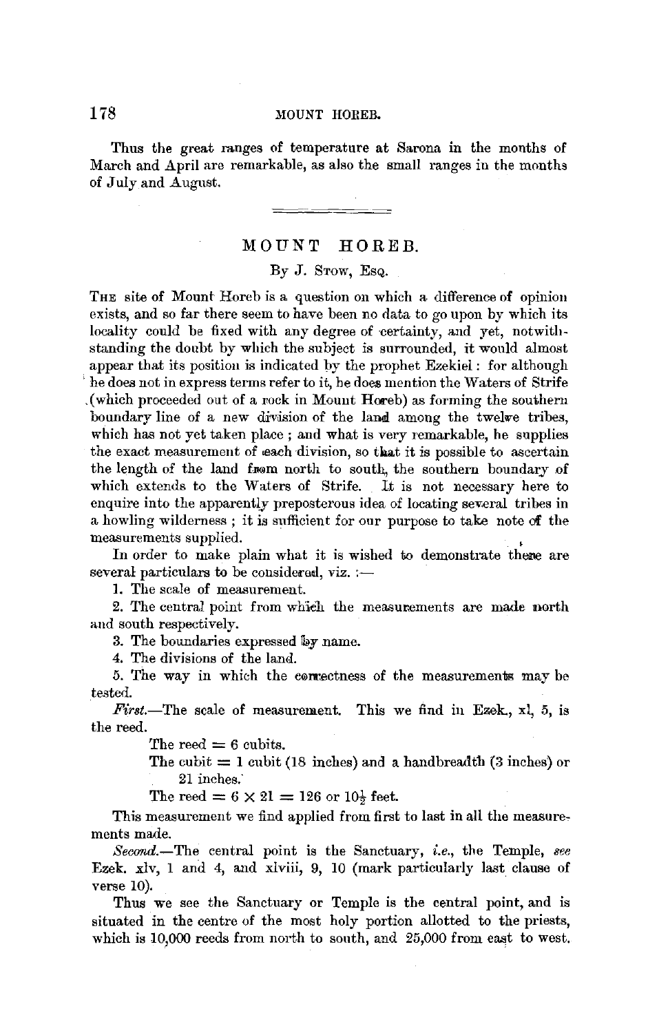Thus the great ranges of temperature at Sarona in the months of March and April are remarkable, as also the small ranges in the months of July and August.

---

## MOUNT HOREB.

By J. Stow, Esq.

The site of Mount Horeb is a question on which a difference of opinion exists, and so far there seem to have been no data to go upon by which its locality could be fixed with any degree of certainty, and yet, notwithstanding the doubt by which the subject is surrounded, it would almost appear that its position is indicated by the prophet Ezekiel: for although he does not in express terms refer to it, he does mention the Waters of Strife (which proceeded out of a rock in Mount Horeb) as forming the southern boundary line of a new division of the land among the twelve tribes, which has not yet taken place; and what is very remarkable, he supplies the exact measurement of each division, so that it is possible to ascertain the length of the land from north to south, the southern boundary of which extends to the Waters of Strife. It is not necessary here to enquire into the apparently preposterous idea of locating several tribes in a howling wilderness; it is sufficient for our purpose to take note of the measurements supplied.

In order to make plain what it is wished to demonstrate there are several particulars to be considered, viz. :—

1. The scale of measurement.
2. The central point from which the measurements are made north and south respectively.
3. The boundaries expressed by name.
4. The divisions of the land.
5. The way in which the correctness of the measurements may be tested.

*First.*—The scale of measurement. This we find in Ezek., xl, 5, is the reed.

The reed = 6 cubits.

The cubit = 1 cubit (18 inches) and a handbreadth (3 inches) or 21 inches.

The reed = $6 \times 21 = 126$ or $10\frac{1}{2}$ feet.

This measurement we find applied from first to last in all the measurements made.

*Second.*—The central point is the Sanctuary, *i.e.*, the Temple, *see* Ezek. xlv, 1 and 4, and xlviii, 9, 10 (mark particularly last clause of verse 10).

Thus we see the Sanctuary or Temple is the central point, and is situated in the centre of the most holy portion allotted to the priests, which is 10,000 reeds from north to south, and 25,000 from east to west.